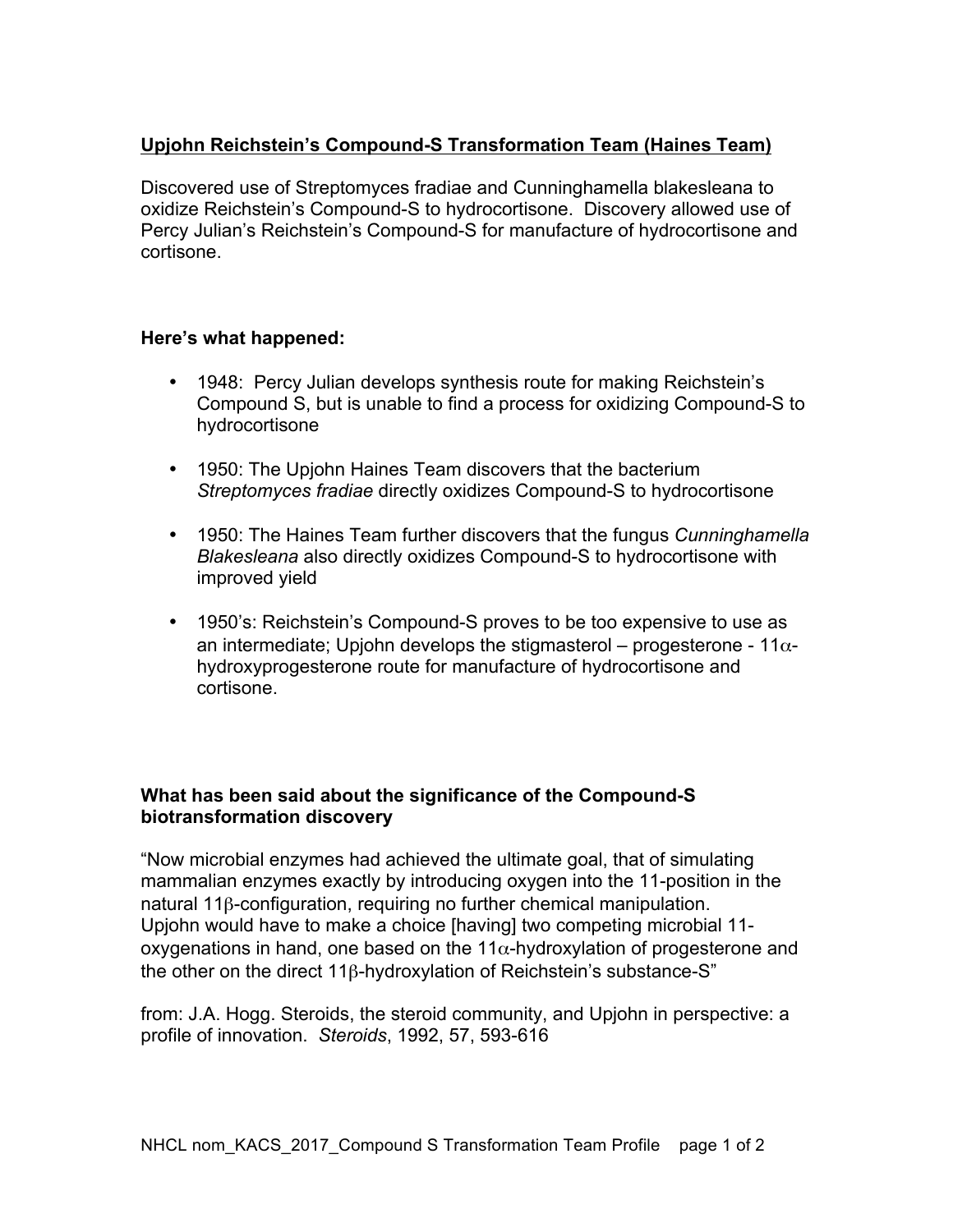## Upjohn Reichstein's Compound-S Transformation Team (Haines Team)

Discovered use of Streptomyces fradiae and Cunninghamella blakesleana to oxidize Reichstein's Compound-S to hydrocortisone. Discovery allowed use of Percy Julian's Reichstein's Compound-S for manufacture of hydrocortisone and cortisone.

### Here's what happened:

- 1948: Percy Julian develops synthesis route for making Reichstein's Compound S, but is unable to find a process for oxidizing Compound-S to hydrocortisone
- 1950: The Upjohn Haines Team discovers that the bacterium *Streptomyces fradiae* directly oxidizes Compound-S to hydrocortisone
- 1950: The Haines Team further discovers that the fungus *Cunninghamella Blakesleana* also directly oxidizes Compound-S to hydrocortisone with improved yield
- 1950's: Reichstein's Compound-S proves to be too expensive to use as an intermediate; Upjohn develops the stigmasterol – progesterone - 11$\alpha$-hydroxyprogesterone route for manufacture of hydrocortisone and cortisone.

### What has been said about the significance of the Compound-S biotransformation discovery

"Now microbial enzymes had achieved the ultimate goal, that of simulating mammalian enzymes exactly by introducing oxygen into the 11-position in the natural 11$\beta$-configuration, requiring no further chemical manipulation. Upjohn would have to make a choice [having] two competing microbial 11-oxygenations in hand, one based on the 11$\alpha$-hydroxylation of progesterone and the other on the direct 11$\beta$-hydroxylation of Reichstein's substance-S"

from: J.A. Hogg. Steroids, the steroid community, and Upjohn in perspective: a profile of innovation. *Steroids*, 1992, 57, 593-616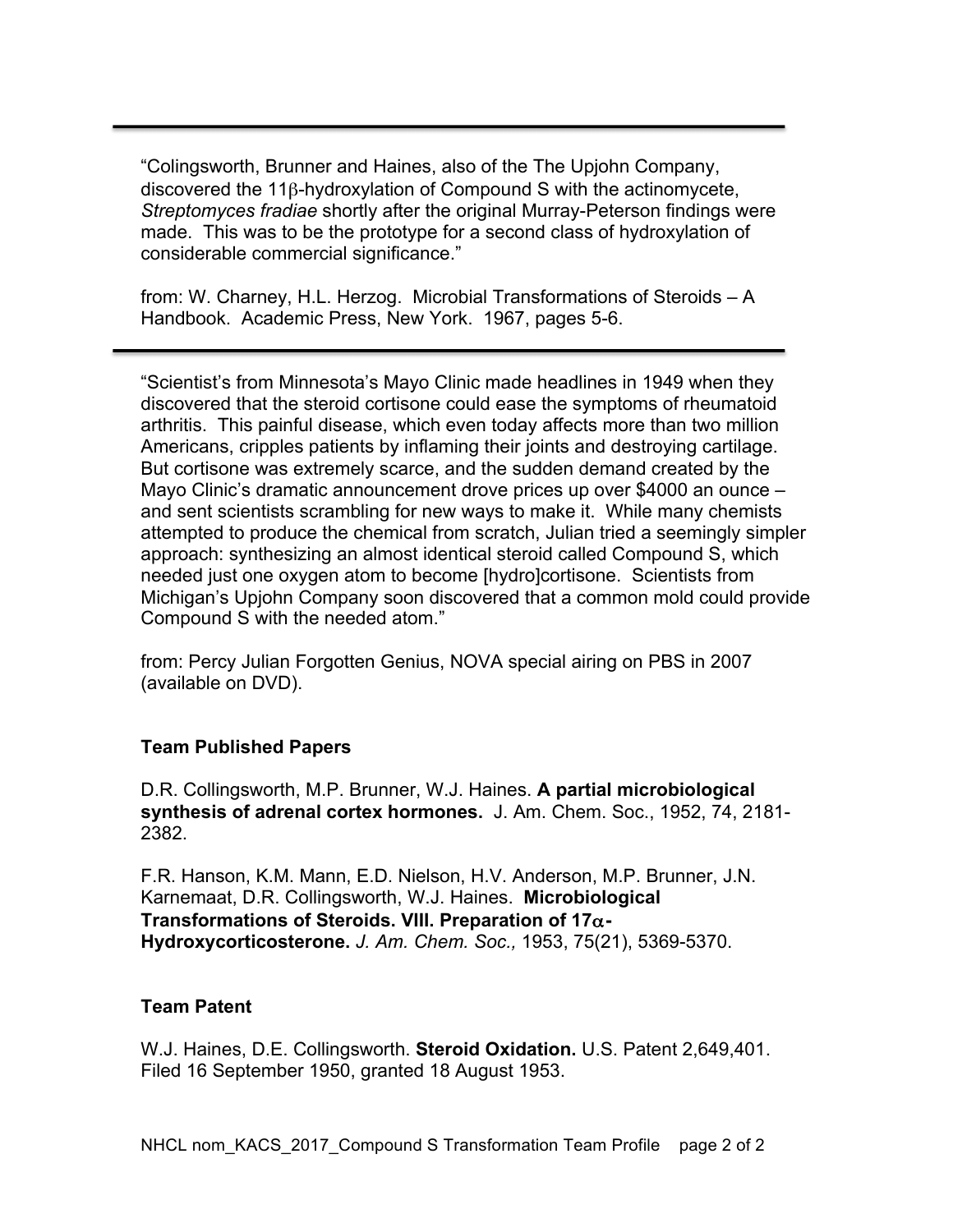---

"Colingsworth, Brunner and Haines, also of the The Upjohn Company, discovered the 11β-hydroxylation of Compound S with the actinomycete, *Streptomyces fradiae* shortly after the original Murray-Peterson findings were made. This was to be the prototype for a second class of hydroxylation of considerable commercial significance."

from: W. Charney, H.L. Herzog. Microbial Transformations of Steroids – A Handbook. Academic Press, New York. 1967, pages 5-6.

---

"Scientist's from Minnesota's Mayo Clinic made headlines in 1949 when they discovered that the steroid cortisone could ease the symptoms of rheumatoid arthritis. This painful disease, which even today affects more than two million Americans, cripples patients by inflaming their joints and destroying cartilage. But cortisone was extremely scarce, and the sudden demand created by the Mayo Clinic's dramatic announcement drove prices up over $4000 an ounce – and sent scientists scrambling for new ways to make it. While many chemists attempted to produce the chemical from scratch, Julian tried a seemingly simpler approach: synthesizing an almost identical steroid called Compound S, which needed just one oxygen atom to become [hydro]cortisone. Scientists from Michigan's Upjohn Company soon discovered that a common mold could provide Compound S with the needed atom."

from: Percy Julian Forgotten Genius, NOVA special airing on PBS in 2007 (available on DVD).

**Team Published Papers**

D.R. Collingsworth, M.P. Brunner, W.J. Haines. **A partial microbiological synthesis of adrenal cortex hormones.** J. Am. Chem. Soc., 1952, 74, 2181-2382.

F.R. Hanson, K.M. Mann, E.D. Nielson, H.V. Anderson, M.P. Brunner, J.N. Karnemaat, D.R. Collingsworth, W.J. Haines. **Microbiological Transformations of Steroids. VIII. Preparation of 17α-Hydroxycorticosterone.** *J. Am. Chem. Soc.,* 1953, 75(21), 5369-5370.

**Team Patent**

W.J. Haines, D.E. Collingsworth. **Steroid Oxidation.** U.S. Patent 2,649,401. Filed 16 September 1950, granted 18 August 1953.